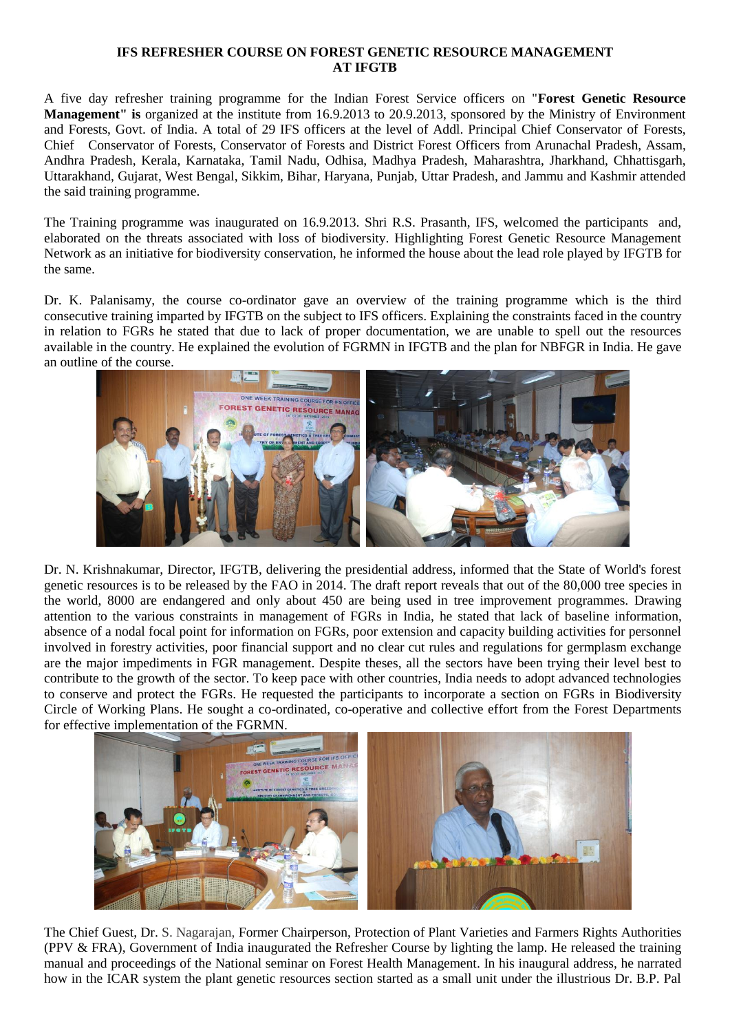# IFS REFRESHER COURSE ON FOREST GENETIC RESOURCE MANAGEMENT AT IFGTB

A five day refresher training programme for the Indian Forest Service officers on "**Forest Genetic Resource Management" is** organized at the institute from 16.9.2013 to 20.9.2013, sponsored by the Ministry of Environment and Forests, Govt. of India. A total of 29 IFS officers at the level of Addl. Principal Chief Conservator of Forests, Chief Conservator of Forests, Conservator of Forests and District Forest Officers from Arunachal Pradesh, Assam, Andhra Pradesh, Kerala, Karnataka, Tamil Nadu, Odhisa, Madhya Pradesh, Maharashtra, Jharkhand, Chhattisgarh, Uttarakhand, Gujarat, West Bengal, Sikkim, Bihar, Haryana, Punjab, Uttar Pradesh, and Jammu and Kashmir attended the said training programme.

The Training programme was inaugurated on 16.9.2013. Shri R.S. Prasanth, IFS, welcomed the participants and, elaborated on the threats associated with loss of biodiversity. Highlighting Forest Genetic Resource Management Network as an initiative for biodiversity conservation, he informed the house about the lead role played by IFGTB for the same.

Dr. K. Palanisamy, the course co-ordinator gave an overview of the training programme which is the third consecutive training imparted by IFGTB on the subject to IFS officers. Explaining the constraints faced in the country in relation to FGRs he stated that due to lack of proper documentation, we are unable to spell out the resources available in the country. He explained the evolution of FGRMN in IFGTB and the plan for NBFGR in India. He gave an outline of the course.

Dr. N. Krishnakumar, Director, IFGTB, delivering the presidential address, informed that the State of World's forest genetic resources is to be released by the FAO in 2014. The draft report reveals that out of the 80,000 tree species in the world, 8000 are endangered and only about 450 are being used in tree improvement programmes. Drawing attention to the various constraints in management of FGRs in India, he stated that lack of baseline information, absence of a nodal focal point for information on FGRs, poor extension and capacity building activities for personnel involved in forestry activities, poor financial support and no clear cut rules and regulations for germplasm exchange are the major impediments in FGR management. Despite theses, all the sectors have been trying their level best to contribute to the growth of the sector. To keep pace with other countries, India needs to adopt advanced technologies to conserve and protect the FGRs. He requested the participants to incorporate a section on FGRs in Biodiversity Circle of Working Plans. He sought a co-ordinated, co-operative and collective effort from the Forest Departments for effective implementation of the FGRMN.

The Chief Guest, Dr. S. Nagarajan, Former Chairperson, Protection of Plant Varieties and Farmers Rights Authorities (PPV & FRA), Government of India inaugurated the Refresher Course by lighting the lamp. He released the training manual and proceedings of the National seminar on Forest Health Management. In his inaugural address, he narrated how in the ICAR system the plant genetic resources section started as a small unit under the illustrious Dr. B.P. Pal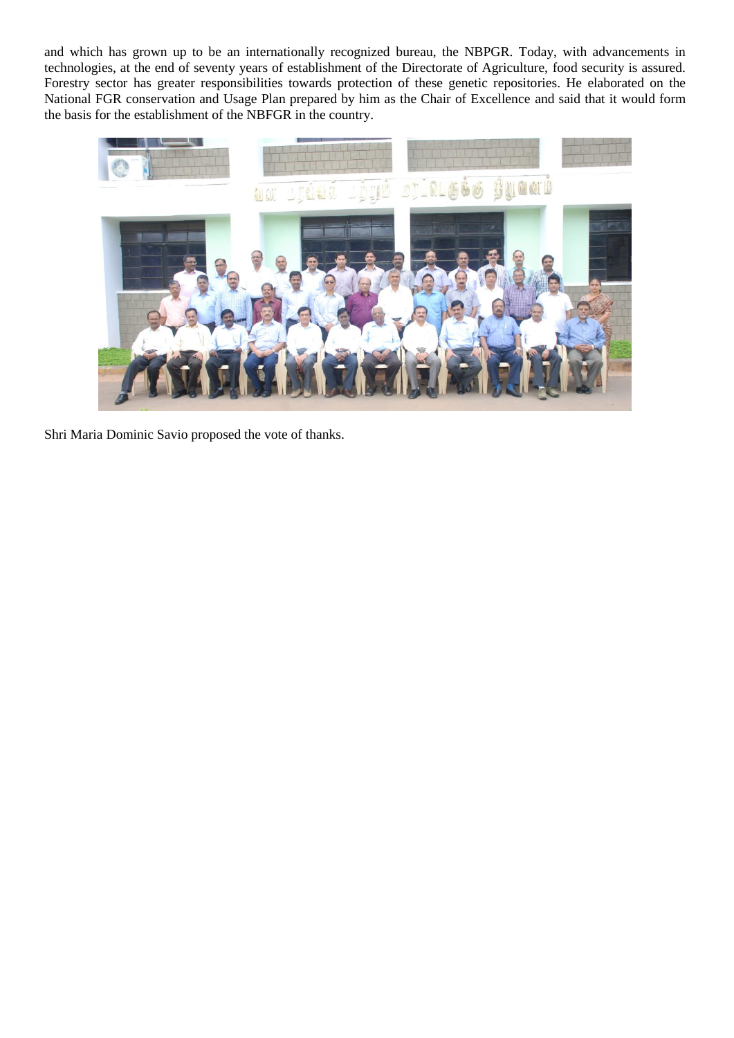and which has grown up to be an internationally recognized bureau, the NBPGR. Today, with advancements in technologies, at the end of seventy years of establishment of the Directorate of Agriculture, food security is assured. Forestry sector has greater responsibilities towards protection of these genetic repositories. He elaborated on the National FGR conservation and Usage Plan prepared by him as the Chair of Excellence and said that it would form the basis for the establishment of the NBFGR in the country.

Shri Maria Dominic Savio proposed the vote of thanks.